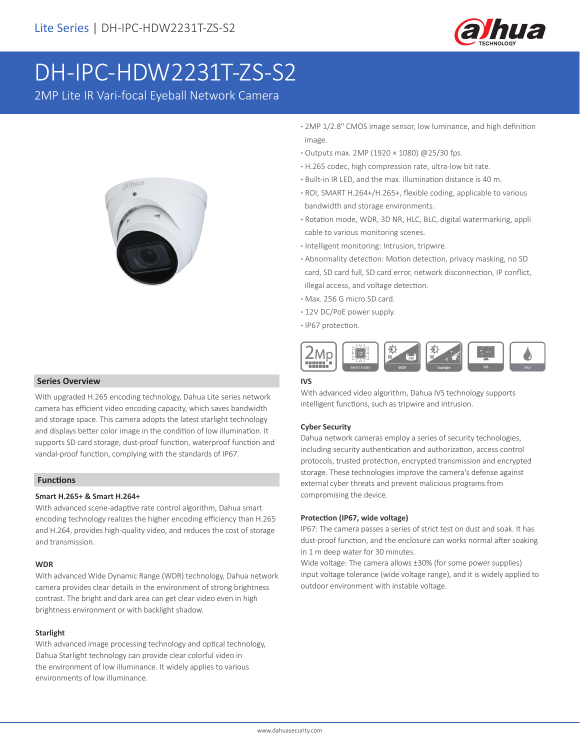# DH-IPC-HDW2231T-ZS-S2

2MP Lite IR Vari-focal Eyeball Network Camera

- 2MP 1/2.8" CMOS image sensor, low luminance, and high definition image.
- Outputs max. 2MP (1920 × 1080) @25/30 fps.
- H.265 codec, high compression rate, ultra-low bit rate.
- Built-in IR LED, and the max. illumination distance is 40 m.
- ROI, SMART H.264+/H.265+, flexible coding, applicable to various bandwidth and storage environments.
- Rotation mode, WDR, 3D NR, HLC, BLC, digital watermarking, appli cable to various monitoring scenes.
- Intelligent monitoring: Intrusion, tripwire.
- Abnormality detection: Motion detection, privacy masking, no SD card, SD card full, SD card error, network disconnection, IP conflict, illegal access, and voltage detection.
- Max. 256 G micro SD card.
- 12V DC/PoE power supply.
- IP67 protection.

## Series Overview

With upgraded H.265 encoding technology, Dahua Lite series network camera has efficient video encoding capacity, which saves bandwidth and storage space. This camera adopts the latest starlight technology and displays better color image in the condition of low illumination. It supports SD card storage, dust-proof function, waterproof function and vandal-proof function, complying with the standards of IP67.

## Functions

### Smart H.265+ & Smart H.264+

With advanced scene-adaptive rate control algorithm, Dahua smart encoding technology realizes the higher encoding efficiency than H.265 and H.264, provides high-quality video, and reduces the cost of storage and transmission.

### WDR

With advanced Wide Dynamic Range (WDR) technology, Dahua network camera provides clear details in the environment of strong brightness contrast. The bright and dark area can get clear video even in high brightness environment or with backlight shadow.

### Starlight

With advanced image processing technology and optical technology, Dahua Starlight technology can provide clear colorful video in the environment of low illuminance. It widely applies to various environments of low illuminance.

### IVS

With advanced video algorithm, Dahua IVS technology supports intelligent functions, such as tripwire and intrusion.

### Cyber Security

Dahua network cameras employ a series of security technologies, including security authentication and authorization, access control protocols, trusted protection, encrypted transmission and encrypted storage. These technologies improve the camera's defense against external cyber threats and prevent malicious programs from compromising the device.

### Protection (IP67, wide voltage)

IP67: The camera passes a series of strict test on dust and soak. It has dust-proof function, and the enclosure can works normal after soaking in 1 m deep water for 30 minutes.

Wide voltage: The camera allows ±30% (for some power supplies) input voltage tolerance (wide voltage range), and it is widely applied to outdoor environment with instable voltage.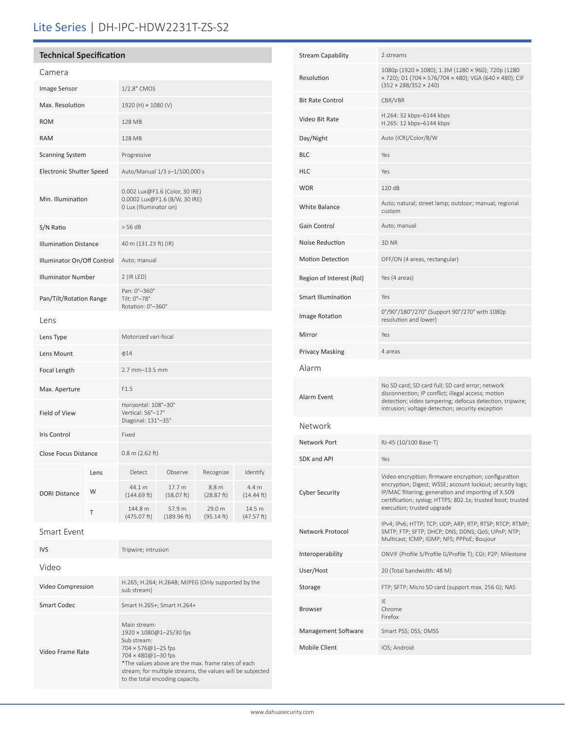# Lite Series | DH-IPC-HDW2231T-ZS-S2

## Technical Specification

### Camera

| | |
|---|---|
| Image Sensor | 1/2.8" CMOS |
| Max. Resolution | 1920 (H) × 1080 (V) |
| ROM | 128 MB |
| RAM | 128 MB |
| Scanning System | Progressive |
| Electronic Shutter Speed | Auto/Manual 1/3 s–1/100,000 s |
| Min. Illumination | 0.002 Lux@F1.6 (Color, 30 IRE)<br>0.0002 Lux@F1.6 (B/W, 30 IRE)<br>0 Lux (Illuminator on) |
| S/N Ratio | > 56 dB |
| Illumination Distance | 40 m (131.23 ft) (IR) |
| Illuminator On/Off Control | Auto; manual |
| Illuminator Number | 2 (IR LED) |
| Pan/Tilt/Rotation Range | Pan: 0°–360°<br>Tilt: 0°–78°<br>Rotation: 0°–360° |

### Lens

| | |
|---|---|
| Lens Type | Motorized vari-focal |
| Lens Mount | ϕ14 |
| Focal Length | 2.7 mm–13.5 mm |
| Max. Aperture | F1.5 |
| Field of View | Horizontal: 108°–30°<br>Vertical: 56°–17°<br>Diagonal: 131°–35° |
| Iris Control | Fixed |
| Close Focus Distance | 0.8 m (2.62 ft) |

| DORI Distance | Lens | Detect | Observe | Recognize | Identify |
|---|---|---|---|---|---|
| | W | 44.1 m (144.69 ft) | 17.7 m (58.07 ft) | 8.8 m (28.87 ft) | 4.4 m (14.44 ft) |
| | T | 144.8 m (475.07 ft) | 57.9 m (189.96 ft) | 29.0 m (95.14 ft) | 14.5 m (47.57 ft) |

### Smart Event

| | |
|---|---|
| IVS | Tripwire; intrusion |

### Video

| | |
|---|---|
| Video Compression | H.265; H.264; H.264B; MJPEG (Only supported by the sub stream) |
| Smart Codec | Smart H.265+; Smart H.264+ |
| Video Frame Rate | Main stream:<br>1920 × 1080@1–25/30 fps<br>Sub stream:<br>704 × 576@1–25 fps<br>704 × 480@1–30 fps<br>*The values above are the max. frame rates of each stream; for multiple streams, the values will be subjected to the total encoding capacity. |
| Stream Capability | 2 streams |
| Resolution | 1080p (1920 × 1080); 1.3M (1280 × 960); 720p (1280 × 720); D1 (704 × 576/704 × 480); VGA (640 × 480); CIF (352 × 288/352 × 240) |
| Bit Rate Control | CBR/VBR |
| Video Bit Rate | H.264: 32 kbps–6144 kbps<br>H.265: 12 kbps–6144 kbps |
| Day/Night | Auto (ICR)/Color/B/W |
| BLC | Yes |
| HLC | Yes |
| WDR | 120 dB |
| White Balance | Auto; natural; street lamp; outdoor; manual; regional custom |
| Gain Control | Auto; manual |
| Noise Reduction | 3D NR |
| Motion Detection | OFF/ON (4 areas, rectangular) |
| Region of Interest (RoI) | Yes (4 areas) |
| Smart Illumination | Yes |
| Image Rotation | 0°/90°/180°/270° (Support 90°/270° with 1080p resolution and lower) |
| Mirror | Yes |
| Privacy Masking | 4 areas |

### Alarm

| | |
|---|---|
| Alarm Event | No SD card; SD card full; SD card error; network disconnection; IP conflict; illegal access; motion detection; video tampering; defocus detection; tripwire; intrusion; voltage detection; security exception |

### Network

| | |
|---|---|
| Network Port | RJ-45 (10/100 Base-T) |
| SDK and API | Yes |
| Cyber Security | Video encryption; firmware encryption; configuration encryption; Digest; WSSE; account lockout; security logs; IP/MAC filtering; generation and importing of X.509 certification; syslog; HTTPS; 802.1x; trusted boot; trusted execution; trusted upgrade |
| Network Protocol | IPv4; IPv6; HTTP; TCP; UDP; ARP; RTP; RTSP; RTCP; RTMP; SMTP; FTP; SFTP; DHCP; DNS; DDNS; QoS; UPnP; NTP; Multicast; ICMP; IGMP; NFS; PPPoE; Boujour |
| Interoperability | ONVIF (Profile S/Profile G/Profile T); CGI; P2P; Milestone |
| User/Host | 20 (Total bandwidth: 48 M) |
| Storage | FTP; SFTP; Micro SD card (support max. 256 G); NAS |
| Browser | IE<br>Chrome<br>Firefox |
| Management Software | Smart PSS; DSS; DMSS |
| Mobile Client | IOS; Android |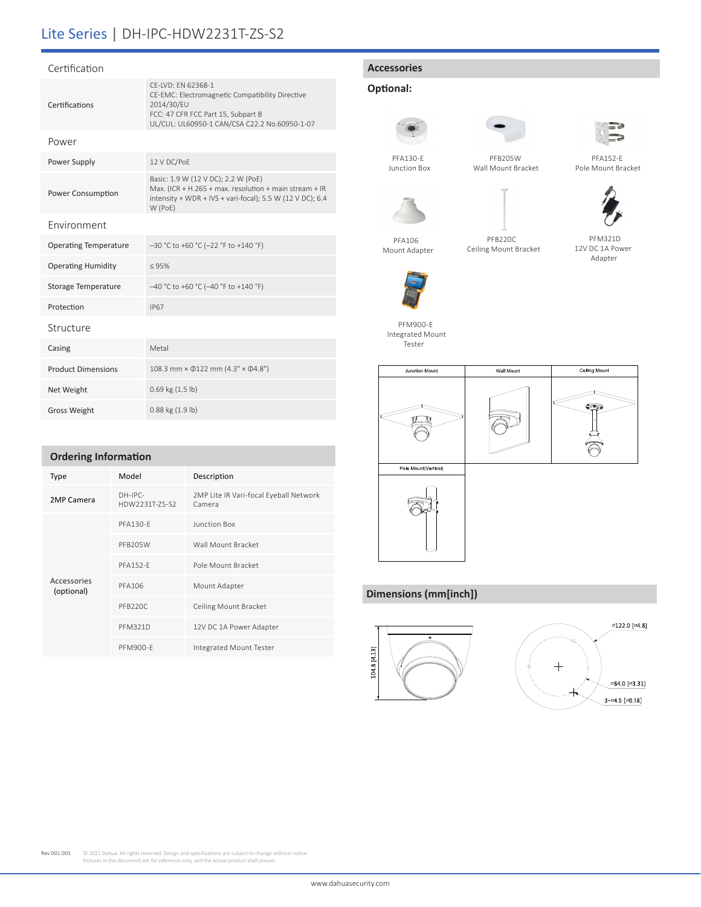# Lite Series | DH-IPC-HDW2231T-ZS-S2

## Certification

| | |
|---|---|
| Certifications | CE-LVD: EN 62368-1<br>CE-EMC: Electromagnetic Compatibility Directive 2014/30/EU<br>FCC: 47 CFR FCC Part 15, Subpart B<br>UL/CUL: UL60950-1 CAN/CSA C22.2 No.60950-1-07 |

## Power

| | |
|---|---|
| Power Supply | 12 V DC/PoE |
| Power Consumption | Basic: 1.9 W (12 V DC); 2.2 W (PoE)<br>Max. (ICR + H.265 + max. resolution + main stream + IR intensity + WDR + IVS + vari-focal); 5.5 W (12 V DC); 6.4 W (PoE) |

## Environment

| | |
|---|---|
| Operating Temperature | –30 °C to +60 °C (–22 °F to +140 °F) |
| Operating Humidity | ≤ 95% |
| Storage Temperature | –40 °C to +60 °C (–40 °F to +140 °F) |
| Protection | IP67 |

## Structure

| | |
|---|---|
| Casing | Metal |
| Product Dimensions | 108.3 mm × Φ122 mm (4.3" × Φ4.8") |
| Net Weight | 0.69 kg (1.5 lb) |
| Gross Weight | 0.88 kg (1.9 lb) |

## Ordering Information

| Type | Model | Description |
|---|---|---|
| 2MP Camera | DH-IPC-HDW2231T-ZS-S2 | 2MP Lite IR Vari-focal Eyeball Network Camera |
| Accessories (optional) | PFA130-E | Junction Box |
| | PFB205W | Wall Mount Bracket |
| | PFA152-E | Pole Mount Bracket |
| | PFA106 | Mount Adapter |
| | PFB220C | Ceiling Mount Bracket |
| | PFM321D | 12V DC 1A Power Adapter |
| | PFM900-E | Integrated Mount Tester |

## Accessories

**Optional:**

PFA130-E
Junction Box

PFB205W
Wall Mount Bracket

PFA152-E
Pole Mount Bracket

PFA106
Mount Adapter

PFB220C
Ceiling Mount Bracket

PFM321D
12V DC 1A Power Adapter

PFM900-E
Integrated Mount Tester

Junction Mount

Wall Mount

Ceiling Mount

Pole Mount(Vertical)

## Dimensions (mm[inch])

104.8 [4.13]

⌀122.0 [⌀4.8]

⌀84.0 [⌀3.31]

3-⌀4.5 [⌀0.18]

Rev 001.001 © 2021 Dahua. All rights reserved. Design and specifications are subject to change without notice.
Pictures in the document are for reference only, and the actual product shall prevail.